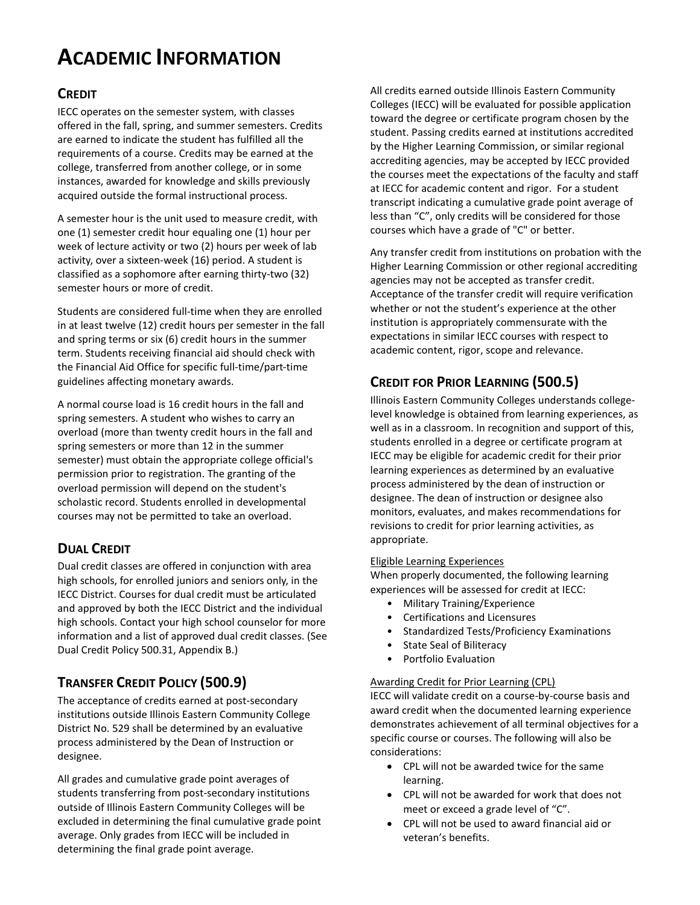# ACADEMIC INFORMATION

## CREDIT

IECC operates on the semester system, with classes offered in the fall, spring, and summer semesters. Credits are earned to indicate the student has fulfilled all the requirements of a course. Credits may be earned at the college, transferred from another college, or in some instances, awarded for knowledge and skills previously acquired outside the formal instructional process.

A semester hour is the unit used to measure credit, with one (1) semester credit hour equaling one (1) hour per week of lecture activity or two (2) hours per week of lab activity, over a sixteen-week (16) period. A student is classified as a sophomore after earning thirty-two (32) semester hours or more of credit.

Students are considered full-time when they are enrolled in at least twelve (12) credit hours per semester in the fall and spring terms or six (6) credit hours in the summer term. Students receiving financial aid should check with the Financial Aid Office for specific full-time/part-time guidelines affecting monetary awards.

A normal course load is 16 credit hours in the fall and spring semesters. A student who wishes to carry an overload (more than twenty credit hours in the fall and spring semesters or more than 12 in the summer semester) must obtain the appropriate college official's permission prior to registration. The granting of the overload permission will depend on the student's scholastic record. Students enrolled in developmental courses may not be permitted to take an overload.

## DUAL CREDIT

Dual credit classes are offered in conjunction with area high schools, for enrolled juniors and seniors only, in the IECC District. Courses for dual credit must be articulated and approved by both the IECC District and the individual high schools. Contact your high school counselor for more information and a list of approved dual credit classes. (See Dual Credit Policy 500.31, Appendix B.)

## TRANSFER CREDIT POLICY (500.9)

The acceptance of credits earned at post-secondary institutions outside Illinois Eastern Community College District No. 529 shall be determined by an evaluative process administered by the Dean of Instruction or designee.

All grades and cumulative grade point averages of students transferring from post-secondary institutions outside of Illinois Eastern Community Colleges will be excluded in determining the final cumulative grade point average. Only grades from IECC will be included in determining the final grade point average.

All credits earned outside Illinois Eastern Community Colleges (IECC) will be evaluated for possible application toward the degree or certificate program chosen by the student. Passing credits earned at institutions accredited by the Higher Learning Commission, or similar regional accrediting agencies, may be accepted by IECC provided the courses meet the expectations of the faculty and staff at IECC for academic content and rigor. For a student transcript indicating a cumulative grade point average of less than "C", only credits will be considered for those courses which have a grade of "C" or better.

Any transfer credit from institutions on probation with the Higher Learning Commission or other regional accrediting agencies may not be accepted as transfer credit. Acceptance of the transfer credit will require verification whether or not the student's experience at the other institution is appropriately commensurate with the expectations in similar IECC courses with respect to academic content, rigor, scope and relevance.

## CREDIT FOR PRIOR LEARNING (500.5)

Illinois Eastern Community Colleges understands college-level knowledge is obtained from learning experiences, as well as in a classroom. In recognition and support of this, students enrolled in a degree or certificate program at IECC may be eligible for academic credit for their prior learning experiences as determined by an evaluative process administered by the dean of instruction or designee. The dean of instruction or designee also monitors, evaluates, and makes recommendations for revisions to credit for prior learning activities, as appropriate.

Eligible Learning Experiences

When properly documented, the following learning experiences will be assessed for credit at IECC:

- Military Training/Experience
- Certifications and Licensures
- Standardized Tests/Proficiency Examinations
- State Seal of Biliteracy
- Portfolio Evaluation

Awarding Credit for Prior Learning (CPL)

IECC will validate credit on a course-by-course basis and award credit when the documented learning experience demonstrates achievement of all terminal objectives for a specific course or courses. The following will also be considerations:

- CPL will not be awarded twice for the same learning.
- CPL will not be awarded for work that does not meet or exceed a grade level of "C".
- CPL will not be used to award financial aid or veteran's benefits.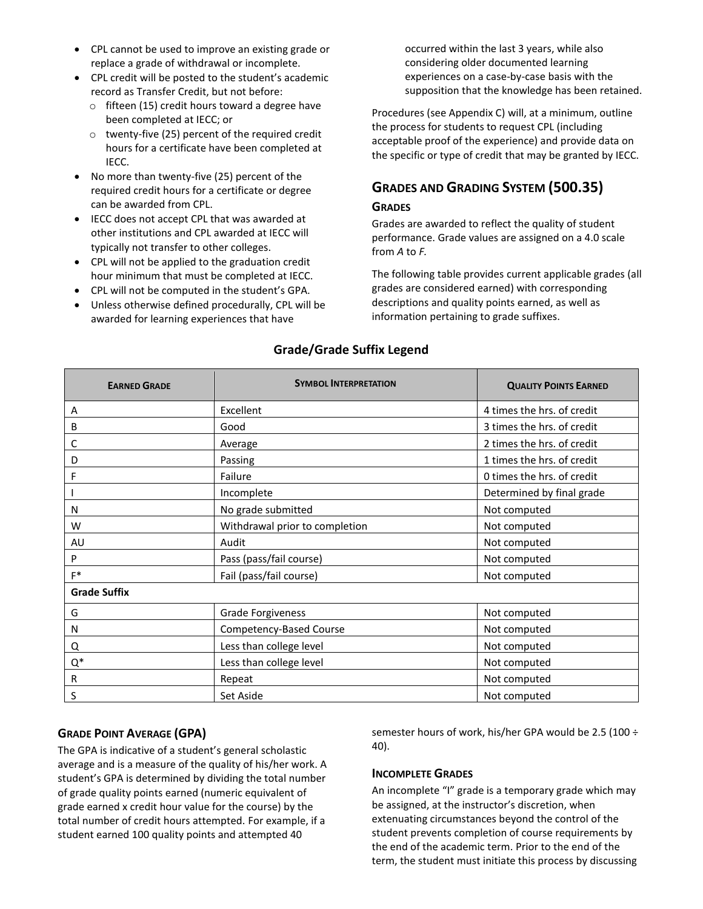- CPL cannot be used to improve an existing grade or replace a grade of withdrawal or incomplete.
- CPL credit will be posted to the student's academic record as Transfer Credit, but not before:
  - fifteen (15) credit hours toward a degree have been completed at IECC; or
  - twenty-five (25) percent of the required credit hours for a certificate have been completed at IECC.
- No more than twenty-five (25) percent of the required credit hours for a certificate or degree can be awarded from CPL.
- IECC does not accept CPL that was awarded at other institutions and CPL awarded at IECC will typically not transfer to other colleges.
- CPL will not be applied to the graduation credit hour minimum that must be completed at IECC.
- CPL will not be computed in the student's GPA.
- Unless otherwise defined procedurally, CPL will be awarded for learning experiences that have occurred within the last 3 years, while also considering older documented learning experiences on a case-by-case basis with the supposition that the knowledge has been retained.

Procedures (see Appendix C) will, at a minimum, outline the process for students to request CPL (including acceptable proof of the experience) and provide data on the specific or type of credit that may be granted by IECC.

## GRADES AND GRADING SYSTEM (500.35)

### GRADES

Grades are awarded to reflect the quality of student performance. Grade values are assigned on a 4.0 scale from *A* to *F.*

The following table provides current applicable grades (all grades are considered earned) with corresponding descriptions and quality points earned, as well as information pertaining to grade suffixes.

**Grade/Grade Suffix Legend**

| EARNED GRADE | SYMBOL INTERPRETATION | QUALITY POINTS EARNED |
|---|---|---|
| A | Excellent | 4 times the hrs. of credit |
| B | Good | 3 times the hrs. of credit |
| C | Average | 2 times the hrs. of credit |
| D | Passing | 1 times the hrs. of credit |
| F | Failure | 0 times the hrs. of credit |
| I | Incomplete | Determined by final grade |
| N | No grade submitted | Not computed |
| W | Withdrawal prior to completion | Not computed |
| AU | Audit | Not computed |
| P | Pass (pass/fail course) | Not computed |
| F* | Fail (pass/fail course) | Not computed |
| **Grade Suffix** | | |
| G | Grade Forgiveness | Not computed |
| N | Competency-Based Course | Not computed |
| Q | Less than college level | Not computed |
| Q* | Less than college level | Not computed |
| R | Repeat | Not computed |
| S | Set Aside | Not computed |

### GRADE POINT AVERAGE (GPA)

The GPA is indicative of a student's general scholastic average and is a measure of the quality of his/her work. A student's GPA is determined by dividing the total number of grade quality points earned (numeric equivalent of grade earned x credit hour value for the course) by the total number of credit hours attempted. For example, if a student earned 100 quality points and attempted 40 semester hours of work, his/her GPA would be 2.5 (100 ÷ 40).

### INCOMPLETE GRADES

An incomplete "I" grade is a temporary grade which may be assigned, at the instructor's discretion, when extenuating circumstances beyond the control of the student prevents completion of course requirements by the end of the academic term. Prior to the end of the term, the student must initiate this process by discussing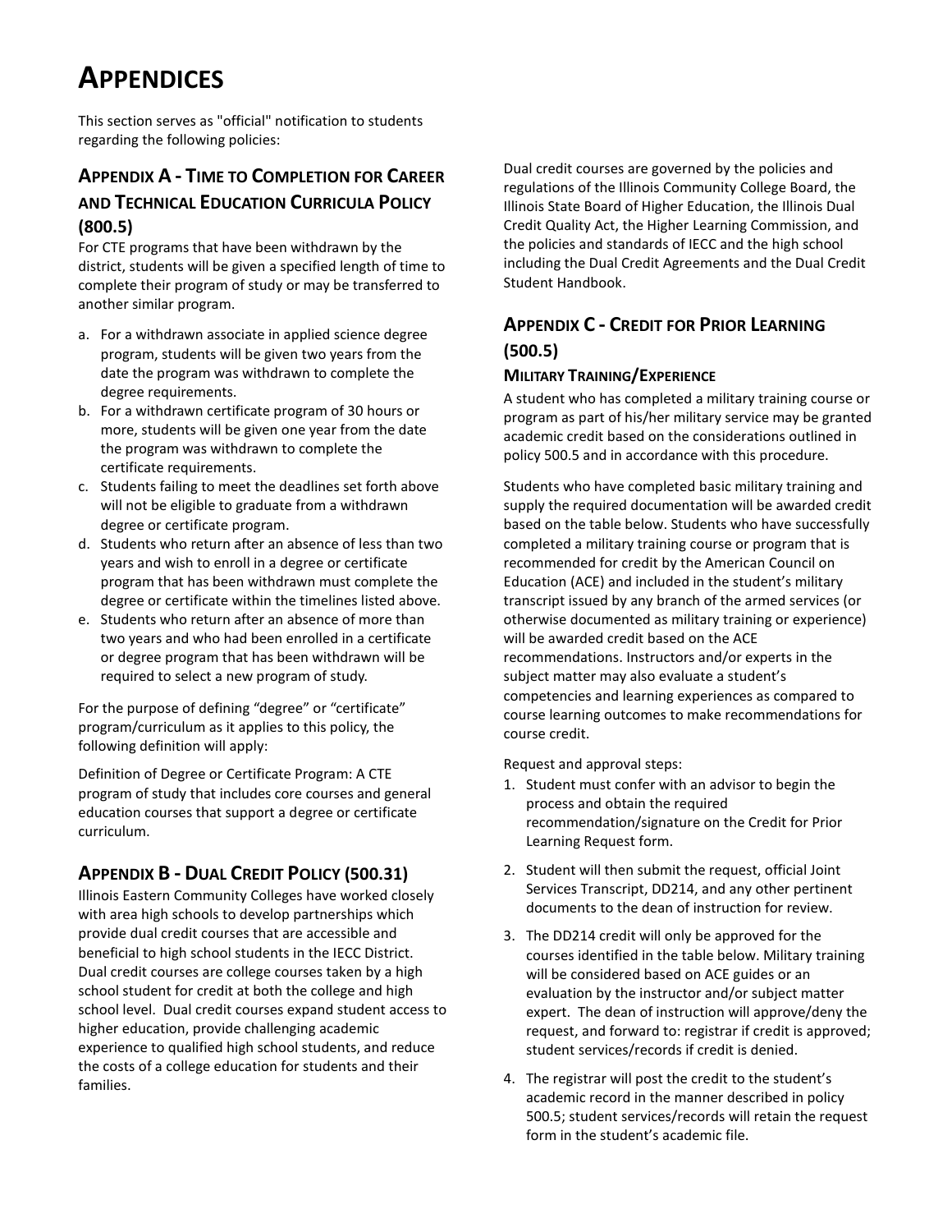# APPENDICES

This section serves as "official" notification to students regarding the following policies:

## APPENDIX A - TIME TO COMPLETION FOR CAREER AND TECHNICAL EDUCATION CURRICULA POLICY (800.5)

For CTE programs that have been withdrawn by the district, students will be given a specified length of time to complete their program of study or may be transferred to another similar program.

a. For a withdrawn associate in applied science degree program, students will be given two years from the date the program was withdrawn to complete the degree requirements.
b. For a withdrawn certificate program of 30 hours or more, students will be given one year from the date the program was withdrawn to complete the certificate requirements.
c. Students failing to meet the deadlines set forth above will not be eligible to graduate from a withdrawn degree or certificate program.
d. Students who return after an absence of less than two years and wish to enroll in a degree or certificate program that has been withdrawn must complete the degree or certificate within the timelines listed above.
e. Students who return after an absence of more than two years and who had been enrolled in a certificate or degree program that has been withdrawn will be required to select a new program of study.

For the purpose of defining "degree" or "certificate" program/curriculum as it applies to this policy, the following definition will apply:

Definition of Degree or Certificate Program: A CTE program of study that includes core courses and general education courses that support a degree or certificate curriculum.

## APPENDIX B - DUAL CREDIT POLICY (500.31)

Illinois Eastern Community Colleges have worked closely with area high schools to develop partnerships which provide dual credit courses that are accessible and beneficial to high school students in the IECC District. Dual credit courses are college courses taken by a high school student for credit at both the college and high school level. Dual credit courses expand student access to higher education, provide challenging academic experience to qualified high school students, and reduce the costs of a college education for students and their families.

Dual credit courses are governed by the policies and regulations of the Illinois Community College Board, the Illinois State Board of Higher Education, the Illinois Dual Credit Quality Act, the Higher Learning Commission, and the policies and standards of IECC and the high school including the Dual Credit Agreements and the Dual Credit Student Handbook.

## APPENDIX C - CREDIT FOR PRIOR LEARNING (500.5)

### MILITARY TRAINING/EXPERIENCE

A student who has completed a military training course or program as part of his/her military service may be granted academic credit based on the considerations outlined in policy 500.5 and in accordance with this procedure.

Students who have completed basic military training and supply the required documentation will be awarded credit based on the table below. Students who have successfully completed a military training course or program that is recommended for credit by the American Council on Education (ACE) and included in the student's military transcript issued by any branch of the armed services (or otherwise documented as military training or experience) will be awarded credit based on the ACE recommendations. Instructors and/or experts in the subject matter may also evaluate a student's competencies and learning experiences as compared to course learning outcomes to make recommendations for course credit.

Request and approval steps:

1. Student must confer with an advisor to begin the process and obtain the required recommendation/signature on the Credit for Prior Learning Request form.
2. Student will then submit the request, official Joint Services Transcript, DD214, and any other pertinent documents to the dean of instruction for review.
3. The DD214 credit will only be approved for the courses identified in the table below. Military training will be considered based on ACE guides or an evaluation by the instructor and/or subject matter expert. The dean of instruction will approve/deny the request, and forward to: registrar if credit is approved; student services/records if credit is denied.
4. The registrar will post the credit to the student's academic record in the manner described in policy 500.5; student services/records will retain the request form in the student's academic file.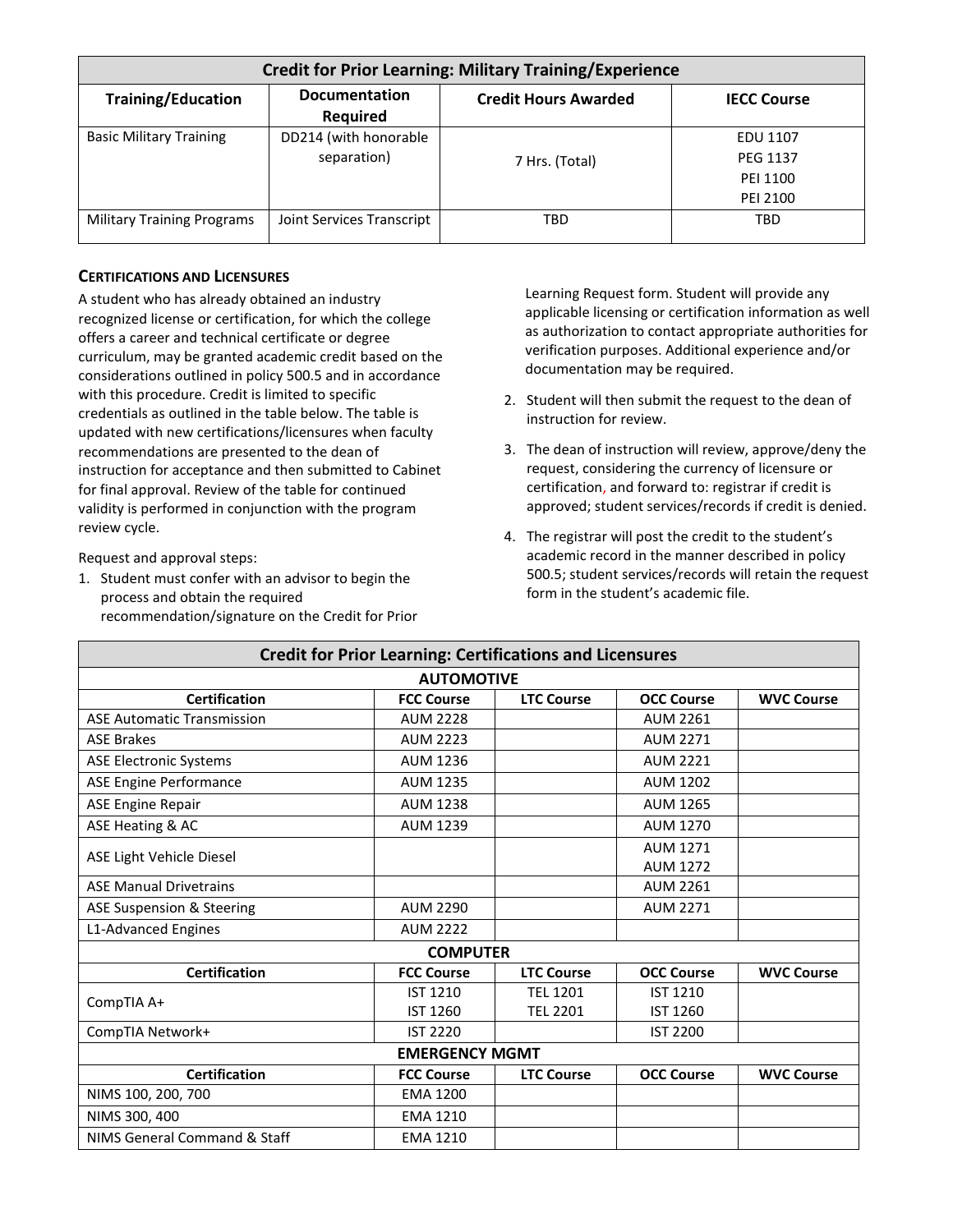| Credit for Prior Learning: Military Training/Experience | | | |
|---|---|---|---|
| **Training/Education** | **Documentation Required** | **Credit Hours Awarded** | **IECC Course** |
| Basic Military Training | DD214 (with honorable separation) | 7 Hrs. (Total) | EDU 1107<br>PEG 1137<br>PEI 1100<br>PEI 2100 |
| Military Training Programs | Joint Services Transcript | TBD | TBD |

### CERTIFICATIONS AND LICENSURES

A student who has already obtained an industry recognized license or certification, for which the college offers a career and technical certificate or degree curriculum, may be granted academic credit based on the considerations outlined in policy 500.5 and in accordance with this procedure. Credit is limited to specific credentials as outlined in the table below. The table is updated with new certifications/licensures when faculty recommendations are presented to the dean of instruction for acceptance and then submitted to Cabinet for final approval. Review of the table for continued validity is performed in conjunction with the program review cycle.

Request and approval steps:

1. Student must confer with an advisor to begin the process and obtain the required recommendation/signature on the Credit for Prior Learning Request form. Student will provide any applicable licensing or certification information as well as authorization to contact appropriate authorities for verification purposes. Additional experience and/or documentation may be required.
2. Student will then submit the request to the dean of instruction for review.
3. The dean of instruction will review, approve/deny the request, considering the currency of licensure or certification, and forward to: registrar if credit is approved; student services/records if credit is denied.
4. The registrar will post the credit to the student's academic record in the manner described in policy 500.5; student services/records will retain the request form in the student's academic file.

| Credit for Prior Learning: Certifications and Licensures | | | | |
|---|---|---|---|---|
| **AUTOMOTIVE** | | | | |
| **Certification** | **FCC Course** | **LTC Course** | **OCC Course** | **WVC Course** |
| ASE Automatic Transmission | AUM 2228 | | AUM 2261 | |
| ASE Brakes | AUM 2223 | | AUM 2271 | |
| ASE Electronic Systems | AUM 1236 | | AUM 2221 | |
| ASE Engine Performance | AUM 1235 | | AUM 1202 | |
| ASE Engine Repair | AUM 1238 | | AUM 1265 | |
| ASE Heating & AC | AUM 1239 | | AUM 1270 | |
| ASE Light Vehicle Diesel | | | AUM 1271<br>AUM 1272 | |
| ASE Manual Drivetrains | | | AUM 2261 | |
| ASE Suspension & Steering | AUM 2290 | | AUM 2271 | |
| L1-Advanced Engines | AUM 2222 | | | |
| **COMPUTER** | | | | |
| **Certification** | **FCC Course** | **LTC Course** | **OCC Course** | **WVC Course** |
| CompTIA A+ | IST 1210<br>IST 1260 | TEL 1201<br>TEL 2201 | IST 1210<br>IST 1260 | |
| CompTIA Network+ | IST 2220 | | IST 2200 | |
| **EMERGENCY MGMT** | | | | |
| **Certification** | **FCC Course** | **LTC Course** | **OCC Course** | **WVC Course** |
| NIMS 100, 200, 700 | EMA 1200 | | | |
| NIMS 300, 400 | EMA 1210 | | | |
| NIMS General Command & Staff | EMA 1210 | | | |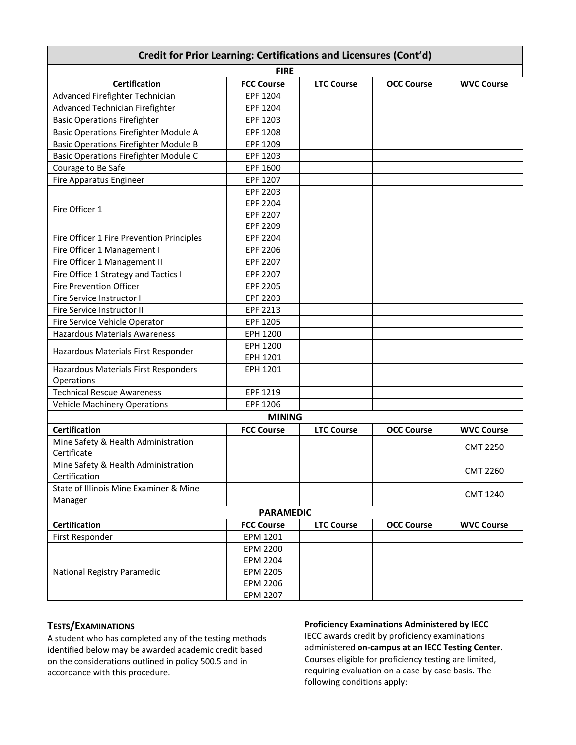| Credit for Prior Learning: Certifications and Licensures (Cont'd) | | | | |
|---|---|---|---|---|
| **FIRE** | | | | |
| **Certification** | **FCC Course** | **LTC Course** | **OCC Course** | **WVC Course** |
| Advanced Firefighter Technician | EPF 1204 | | | |
| Advanced Technician Firefighter | EPF 1204 | | | |
| Basic Operations Firefighter | EPF 1203 | | | |
| Basic Operations Firefighter Module A | EPF 1208 | | | |
| Basic Operations Firefighter Module B | EPF 1209 | | | |
| Basic Operations Firefighter Module C | EPF 1203 | | | |
| Courage to Be Safe | EPF 1600 | | | |
| Fire Apparatus Engineer | EPF 1207 | | | |
| Fire Officer 1 | EPF 2203<br>EPF 2204<br>EPF 2207<br>EPF 2209 | | | |
| Fire Officer 1 Fire Prevention Principles | EPF 2204 | | | |
| Fire Officer 1 Management I | EPF 2206 | | | |
| Fire Officer 1 Management II | EPF 2207 | | | |
| Fire Office 1 Strategy and Tactics I | EPF 2207 | | | |
| Fire Prevention Officer | EPF 2205 | | | |
| Fire Service Instructor I | EPF 2203 | | | |
| Fire Service Instructor II | EPF 2213 | | | |
| Fire Service Vehicle Operator | EPF 1205 | | | |
| Hazardous Materials Awareness | EPH 1200 | | | |
| Hazardous Materials First Responder | EPH 1200<br>EPH 1201 | | | |
| Hazardous Materials First Responders Operations | EPH 1201 | | | |
| Technical Rescue Awareness | EPF 1219 | | | |
| Vehicle Machinery Operations | EPF 1206 | | | |
| **MINING** | | | | |
| **Certification** | **FCC Course** | **LTC Course** | **OCC Course** | **WVC Course** |
| Mine Safety & Health Administration Certificate | | | | CMT 2250 |
| Mine Safety & Health Administration Certification | | | | CMT 2260 |
| State of Illinois Mine Examiner & Mine Manager | | | | CMT 1240 |
| **PARAMEDIC** | | | | |
| **Certification** | **FCC Course** | **LTC Course** | **OCC Course** | **WVC Course** |
| First Responder | EPM 1201 | | | |
| National Registry Paramedic | EPM 2200<br>EPM 2204<br>EPM 2205<br>EPM 2206<br>EPM 2207 | | | |

## TESTS/EXAMINATIONS

A student who has completed any of the testing methods identified below may be awarded academic credit based on the considerations outlined in policy 500.5 and in accordance with this procedure.

**Proficiency Examinations Administered by IECC**

IECC awards credit by proficiency examinations administered **on-campus at an IECC Testing Center**. Courses eligible for proficiency testing are limited, requiring evaluation on a case-by-case basis. The following conditions apply: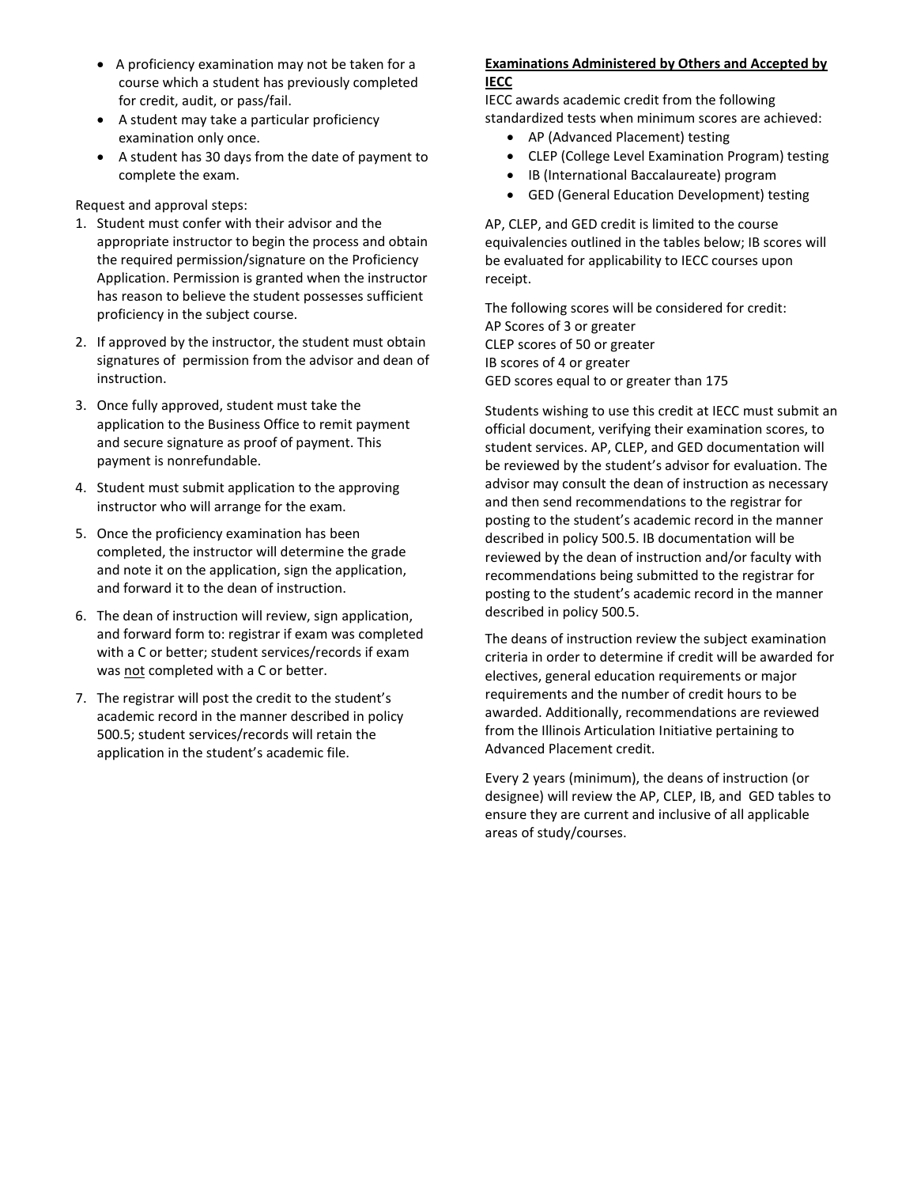- A proficiency examination may not be taken for a course which a student has previously completed for credit, audit, or pass/fail.
- A student may take a particular proficiency examination only once.
- A student has 30 days from the date of payment to complete the exam.

Request and approval steps:

1. Student must confer with their advisor and the appropriate instructor to begin the process and obtain the required permission/signature on the Proficiency Application. Permission is granted when the instructor has reason to believe the student possesses sufficient proficiency in the subject course.
2. If approved by the instructor, the student must obtain signatures of permission from the advisor and dean of instruction.
3. Once fully approved, student must take the application to the Business Office to remit payment and secure signature as proof of payment. This payment is nonrefundable.
4. Student must submit application to the approving instructor who will arrange for the exam.
5. Once the proficiency examination has been completed, the instructor will determine the grade and note it on the application, sign the application, and forward it to the dean of instruction.
6. The dean of instruction will review, sign application, and forward form to: registrar if exam was completed with a C or better; student services/records if exam was <u>not</u> completed with a C or better.
7. The registrar will post the credit to the student's academic record in the manner described in policy 500.5; student services/records will retain the application in the student's academic file.

**<u>Examinations Administered by Others and Accepted by IECC</u>**

IECC awards academic credit from the following standardized tests when minimum scores are achieved:

- AP (Advanced Placement) testing
- CLEP (College Level Examination Program) testing
- IB (International Baccalaureate) program
- GED (General Education Development) testing

AP, CLEP, and GED credit is limited to the course equivalencies outlined in the tables below; IB scores will be evaluated for applicability to IECC courses upon receipt.

The following scores will be considered for credit:
AP Scores of 3 or greater
CLEP scores of 50 or greater
IB scores of 4 or greater
GED scores equal to or greater than 175

Students wishing to use this credit at IECC must submit an official document, verifying their examination scores, to student services. AP, CLEP, and GED documentation will be reviewed by the student's advisor for evaluation. The advisor may consult the dean of instruction as necessary and then send recommendations to the registrar for posting to the student's academic record in the manner described in policy 500.5. IB documentation will be reviewed by the dean of instruction and/or faculty with recommendations being submitted to the registrar for posting to the student's academic record in the manner described in policy 500.5.

The deans of instruction review the subject examination criteria in order to determine if credit will be awarded for electives, general education requirements or major requirements and the number of credit hours to be awarded. Additionally, recommendations are reviewed from the Illinois Articulation Initiative pertaining to Advanced Placement credit.

Every 2 years (minimum), the deans of instruction (or designee) will review the AP, CLEP, IB, and GED tables to ensure they are current and inclusive of all applicable areas of study/courses.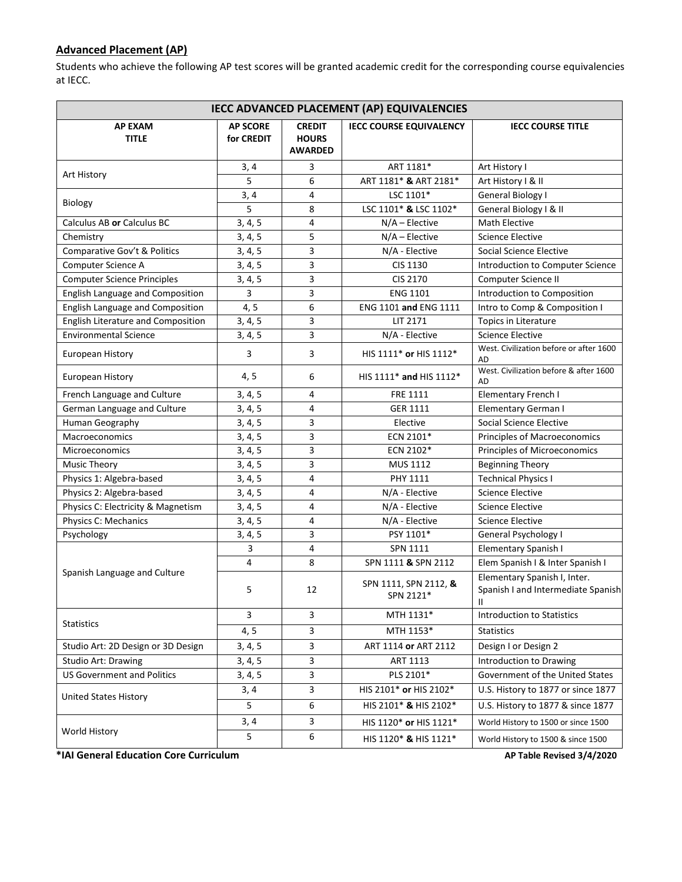## Advanced Placement (AP)

Students who achieve the following AP test scores will be granted academic credit for the corresponding course equivalencies at IECC.

| IECC ADVANCED PLACEMENT (AP) EQUIVALENCIES | | | | |
|---|---|---|---|---|
| **AP EXAM TITLE** | **AP SCORE for CREDIT** | **CREDIT HOURS AWARDED** | **IECC COURSE EQUIVALENCY** | **IECC COURSE TITLE** |
| Art History | 3, 4 | 3 | ART 1181* | Art History I |
| | 5 | 6 | ART 1181* **&** ART 2181* | Art History I & II |
| Biology | 3, 4 | 4 | LSC 1101* | General Biology I |
| | 5 | 8 | LSC 1101* **&** LSC 1102* | General Biology I & II |
| Calculus AB **or** Calculus BC | 3, 4, 5 | 4 | N/A – Elective | Math Elective |
| Chemistry | 3, 4, 5 | 5 | N/A – Elective | Science Elective |
| Comparative Gov't & Politics | 3, 4, 5 | 3 | N/A - Elective | Social Science Elective |
| Computer Science A | 3, 4, 5 | 3 | CIS 1130 | Introduction to Computer Science |
| Computer Science Principles | 3, 4, 5 | 3 | CIS 2170 | Computer Science II |
| English Language and Composition | 3 | 3 | ENG 1101 | Introduction to Composition |
| English Language and Composition | 4, 5 | 6 | ENG 1101 **and** ENG 1111 | Intro to Comp & Composition I |
| English Literature and Composition | 3, 4, 5 | 3 | LIT 2171 | Topics in Literature |
| Environmental Science | 3, 4, 5 | 3 | N/A - Elective | Science Elective |
| European History | 3 | 3 | HIS 1111* **or** HIS 1112* | West. Civilization before or after 1600 AD |
| European History | 4, 5 | 6 | HIS 1111* **and** HIS 1112* | West. Civilization before & after 1600 AD |
| French Language and Culture | 3, 4, 5 | 4 | FRE 1111 | Elementary French I |
| German Language and Culture | 3, 4, 5 | 4 | GER 1111 | Elementary German I |
| Human Geography | 3, 4, 5 | 3 | Elective | Social Science Elective |
| Macroeconomics | 3, 4, 5 | 3 | ECN 2101* | Principles of Macroeconomics |
| Microeconomics | 3, 4, 5 | 3 | ECN 2102* | Principles of Microeconomics |
| Music Theory | 3, 4, 5 | 3 | MUS 1112 | Beginning Theory |
| Physics 1: Algebra-based | 3, 4, 5 | 4 | PHY 1111 | Technical Physics I |
| Physics 2: Algebra-based | 3, 4, 5 | 4 | N/A - Elective | Science Elective |
| Physics C: Electricity & Magnetism | 3, 4, 5 | 4 | N/A - Elective | Science Elective |
| Physics C: Mechanics | 3, 4, 5 | 4 | N/A - Elective | Science Elective |
| Psychology | 3, 4, 5 | 3 | PSY 1101* | General Psychology I |
| Spanish Language and Culture | 3 | 4 | SPN 1111 | Elementary Spanish I |
| | 4 | 8 | SPN 1111 **&** SPN 2112 | Elem Spanish I & Inter Spanish I |
| | 5 | 12 | SPN 1111, SPN 2112, **&** SPN 2121* | Elementary Spanish I, Inter. Spanish I and Intermediate Spanish II |
| Statistics | 3 | 3 | MTH 1131* | Introduction to Statistics |
| | 4, 5 | 3 | MTH 1153* | Statistics |
| Studio Art: 2D Design or 3D Design | 3, 4, 5 | 3 | ART 1114 **or** ART 2112 | Design I or Design 2 |
| Studio Art: Drawing | 3, 4, 5 | 3 | ART 1113 | Introduction to Drawing |
| US Government and Politics | 3, 4, 5 | 3 | PLS 2101* | Government of the United States |
| United States History | 3, 4 | 3 | HIS 2101* **or** HIS 2102* | U.S. History to 1877 or since 1877 |
| | 5 | 6 | HIS 2101* **&** HIS 2102* | U.S. History to 1877 & since 1877 |
| World History | 3, 4 | 3 | HIS 1120* **or** HIS 1121* | World History to 1500 or since 1500 |
| | 5 | 6 | HIS 1120* **&** HIS 1121* | World History to 1500 & since 1500 |

**\*IAI General Education Core Curriculum** **AP Table Revised 3/4/2020**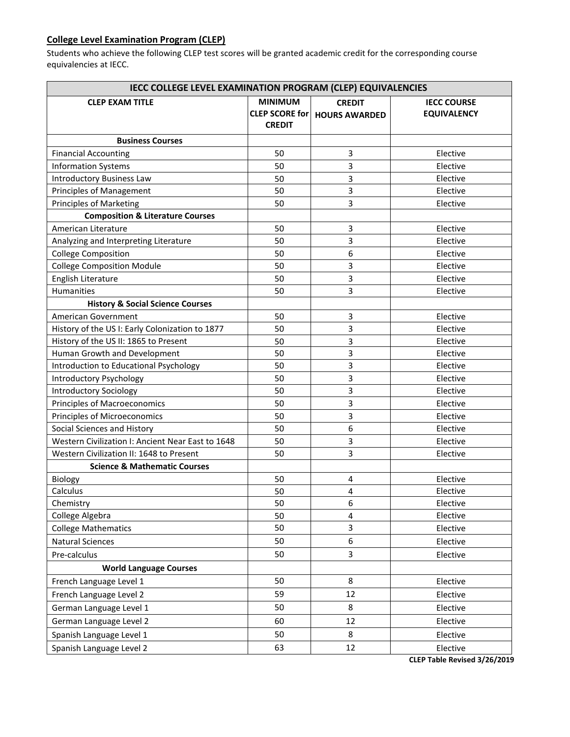## College Level Examination Program (CLEP)

Students who achieve the following CLEP test scores will be granted academic credit for the corresponding course equivalencies at IECC.

| IECC COLLEGE LEVEL EXAMINATION PROGRAM (CLEP) EQUIVALENCIES | | | |
|---|---|---|---|
| **CLEP EXAM TITLE** | **MINIMUM CLEP SCORE for CREDIT** | **CREDIT HOURS AWARDED** | **IECC COURSE EQUIVALENCY** |
| **Business Courses** | | | |
| Financial Accounting | 50 | 3 | Elective |
| Information Systems | 50 | 3 | Elective |
| Introductory Business Law | 50 | 3 | Elective |
| Principles of Management | 50 | 3 | Elective |
| Principles of Marketing | 50 | 3 | Elective |
| **Composition & Literature Courses** | | | |
| American Literature | 50 | 3 | Elective |
| Analyzing and Interpreting Literature | 50 | 3 | Elective |
| College Composition | 50 | 6 | Elective |
| College Composition Module | 50 | 3 | Elective |
| English Literature | 50 | 3 | Elective |
| Humanities | 50 | 3 | Elective |
| **History & Social Science Courses** | | | |
| American Government | 50 | 3 | Elective |
| History of the US I: Early Colonization to 1877 | 50 | 3 | Elective |
| History of the US II: 1865 to Present | 50 | 3 | Elective |
| Human Growth and Development | 50 | 3 | Elective |
| Introduction to Educational Psychology | 50 | 3 | Elective |
| Introductory Psychology | 50 | 3 | Elective |
| Introductory Sociology | 50 | 3 | Elective |
| Principles of Macroeconomics | 50 | 3 | Elective |
| Principles of Microeconomics | 50 | 3 | Elective |
| Social Sciences and History | 50 | 6 | Elective |
| Western Civilization I: Ancient Near East to 1648 | 50 | 3 | Elective |
| Western Civilization II: 1648 to Present | 50 | 3 | Elective |
| **Science & Mathematic Courses** | | | |
| Biology | 50 | 4 | Elective |
| Calculus | 50 | 4 | Elective |
| Chemistry | 50 | 6 | Elective |
| College Algebra | 50 | 4 | Elective |
| College Mathematics | 50 | 3 | Elective |
| Natural Sciences | 50 | 6 | Elective |
| Pre-calculus | 50 | 3 | Elective |
| **World Language Courses** | | | |
| French Language Level 1 | 50 | 8 | Elective |
| French Language Level 2 | 59 | 12 | Elective |
| German Language Level 1 | 50 | 8 | Elective |
| German Language Level 2 | 60 | 12 | Elective |
| Spanish Language Level 1 | 50 | 8 | Elective |
| Spanish Language Level 2 | 63 | 12 | Elective |

**CLEP Table Revised 3/26/2019**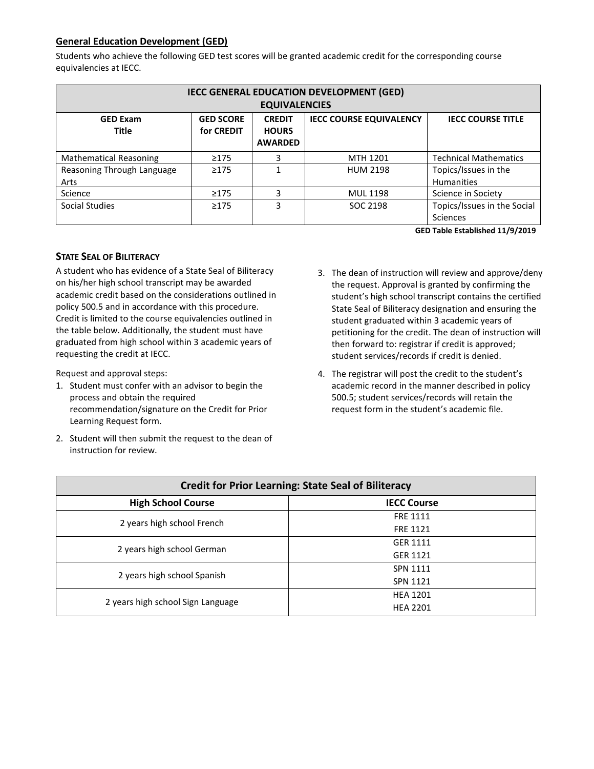## General Education Development (GED)

Students who achieve the following GED test scores will be granted academic credit for the corresponding course equivalencies at IECC.

| IECC GENERAL EDUCATION DEVELOPMENT (GED) EQUIVALENCIES | | | | |
|---|---|---|---|---|
| **GED Exam Title** | **GED SCORE for CREDIT** | **CREDIT HOURS AWARDED** | **IECC COURSE EQUIVALENCY** | **IECC COURSE TITLE** |
| Mathematical Reasoning | ≥175 | 3 | MTH 1201 | Technical Mathematics |
| Reasoning Through Language Arts | ≥175 | 1 | HUM 2198 | Topics/Issues in the Humanities |
| Science | ≥175 | 3 | MUL 1198 | Science in Society |
| Social Studies | ≥175 | 3 | SOC 2198 | Topics/Issues in the Social Sciences |

**GED Table Established 11/9/2019**

### State Seal of Biliteracy

A student who has evidence of a State Seal of Biliteracy on his/her high school transcript may be awarded academic credit based on the considerations outlined in policy 500.5 and in accordance with this procedure. Credit is limited to the course equivalencies outlined in the table below. Additionally, the student must have graduated from high school within 3 academic years of requesting the credit at IECC.

Request and approval steps:

1. Student must confer with an advisor to begin the process and obtain the required recommendation/signature on the Credit for Prior Learning Request form.
2. Student will then submit the request to the dean of instruction for review.
3. The dean of instruction will review and approve/deny the request. Approval is granted by confirming the student's high school transcript contains the certified State Seal of Biliteracy designation and ensuring the student graduated within 3 academic years of petitioning for the credit. The dean of instruction will then forward to: registrar if credit is approved; student services/records if credit is denied.
4. The registrar will post the credit to the student's academic record in the manner described in policy 500.5; student services/records will retain the request form in the student's academic file.

| Credit for Prior Learning: State Seal of Biliteracy | |
|---|---|
| **High School Course** | **IECC Course** |
| 2 years high school French | FRE 1111<br>FRE 1121 |
| 2 years high school German | GER 1111<br>GER 1121 |
| 2 years high school Spanish | SPN 1111<br>SPN 1121 |
| 2 years high school Sign Language | HEA 1201<br>HEA 2201 |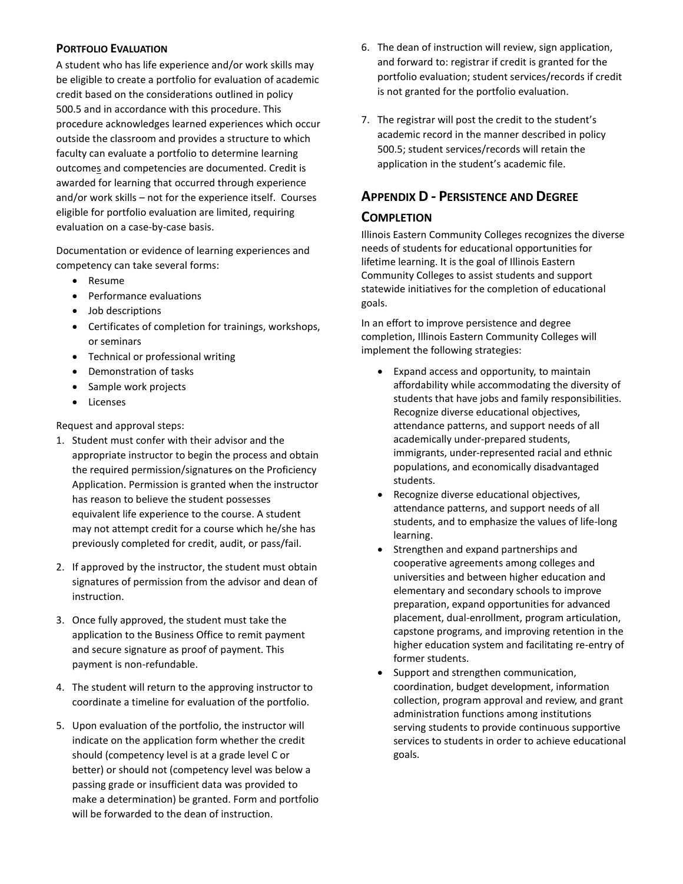### Portfolio Evaluation

A student who has life experience and/or work skills may be eligible to create a portfolio for evaluation of academic credit based on the considerations outlined in policy 500.5 and in accordance with this procedure. This procedure acknowledges learned experiences which occur outside the classroom and provides a structure to which faculty can evaluate a portfolio to determine learning outcomes and competencies are documented. Credit is awarded for learning that occurred through experience and/or work skills – not for the experience itself. Courses eligible for portfolio evaluation are limited, requiring evaluation on a case-by-case basis.

Documentation or evidence of learning experiences and competency can take several forms:

- Resume
- Performance evaluations
- Job descriptions
- Certificates of completion for trainings, workshops, or seminars
- Technical or professional writing
- Demonstration of tasks
- Sample work projects
- Licenses

Request and approval steps:

1. Student must confer with their advisor and the appropriate instructor to begin the process and obtain the required permission/signatures on the Proficiency Application. Permission is granted when the instructor has reason to believe the student possesses equivalent life experience to the course. A student may not attempt credit for a course which he/she has previously completed for credit, audit, or pass/fail.
2. If approved by the instructor, the student must obtain signatures of permission from the advisor and dean of instruction.
3. Once fully approved, the student must take the application to the Business Office to remit payment and secure signature as proof of payment. This payment is non-refundable.
4. The student will return to the approving instructor to coordinate a timeline for evaluation of the portfolio.
5. Upon evaluation of the portfolio, the instructor will indicate on the application form whether the credit should (competency level is at a grade level C or better) or should not (competency level was below a passing grade or insufficient data was provided to make a determination) be granted. Form and portfolio will be forwarded to the dean of instruction.
6. The dean of instruction will review, sign application, and forward to: registrar if credit is granted for the portfolio evaluation; student services/records if credit is not granted for the portfolio evaluation.
7. The registrar will post the credit to the student's academic record in the manner described in policy 500.5; student services/records will retain the application in the student's academic file.

## Appendix D - Persistence and Degree Completion

Illinois Eastern Community Colleges recognizes the diverse needs of students for educational opportunities for lifetime learning. It is the goal of Illinois Eastern Community Colleges to assist students and support statewide initiatives for the completion of educational goals.

In an effort to improve persistence and degree completion, Illinois Eastern Community Colleges will implement the following strategies:

- Expand access and opportunity, to maintain affordability while accommodating the diversity of students that have jobs and family responsibilities. Recognize diverse educational objectives, attendance patterns, and support needs of all academically under-prepared students, immigrants, under-represented racial and ethnic populations, and economically disadvantaged students.
- Recognize diverse educational objectives, attendance patterns, and support needs of all students, and to emphasize the values of life-long learning.
- Strengthen and expand partnerships and cooperative agreements among colleges and universities and between higher education and elementary and secondary schools to improve preparation, expand opportunities for advanced placement, dual-enrollment, program articulation, capstone programs, and improving retention in the higher education system and facilitating re-entry of former students.
- Support and strengthen communication, coordination, budget development, information collection, program approval and review, and grant administration functions among institutions serving students to provide continuous supportive services to students in order to achieve educational goals.